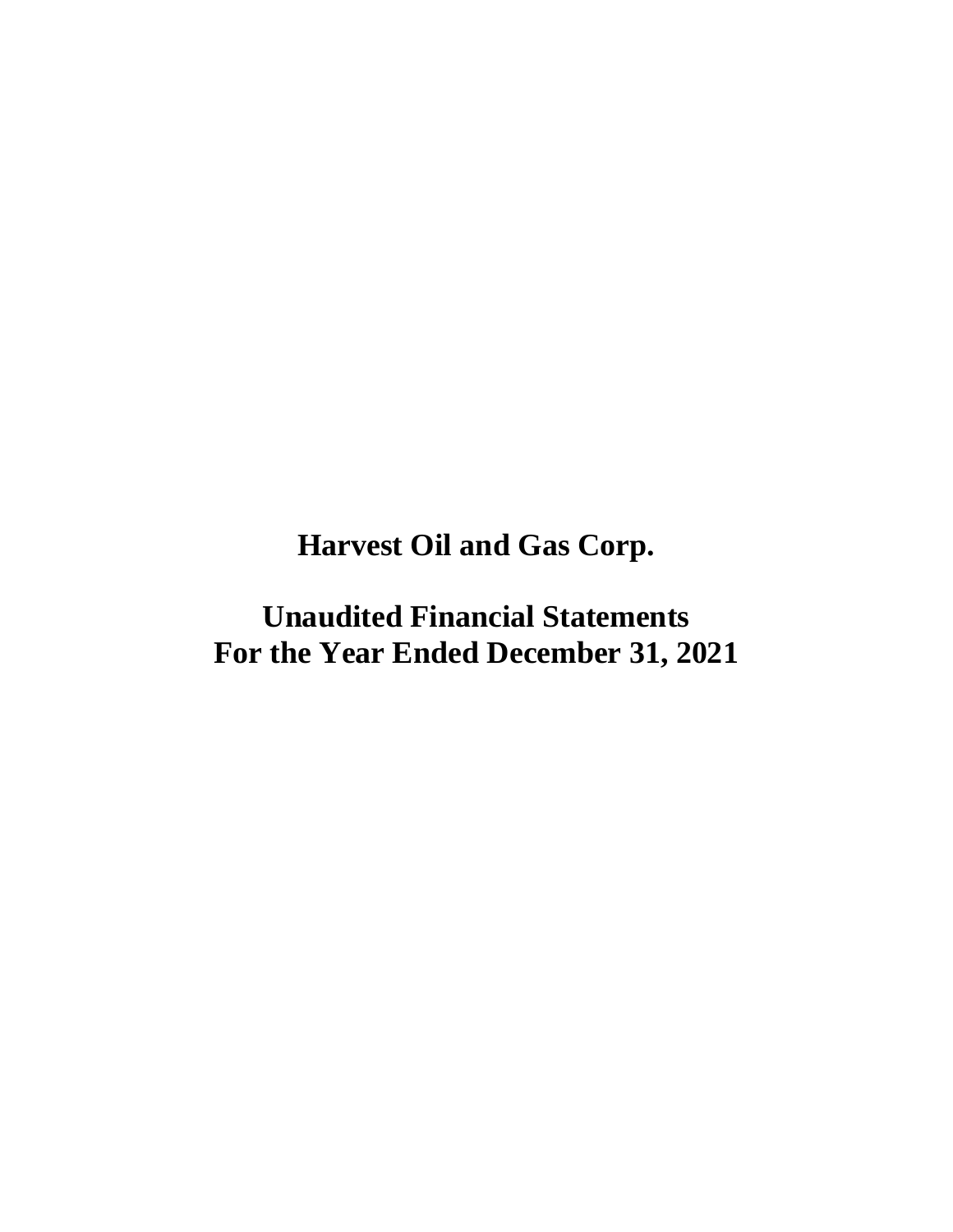# Harvest Oil and Gas Corp.

## Unaudited Financial Statements
## For the Year Ended December 31, 2021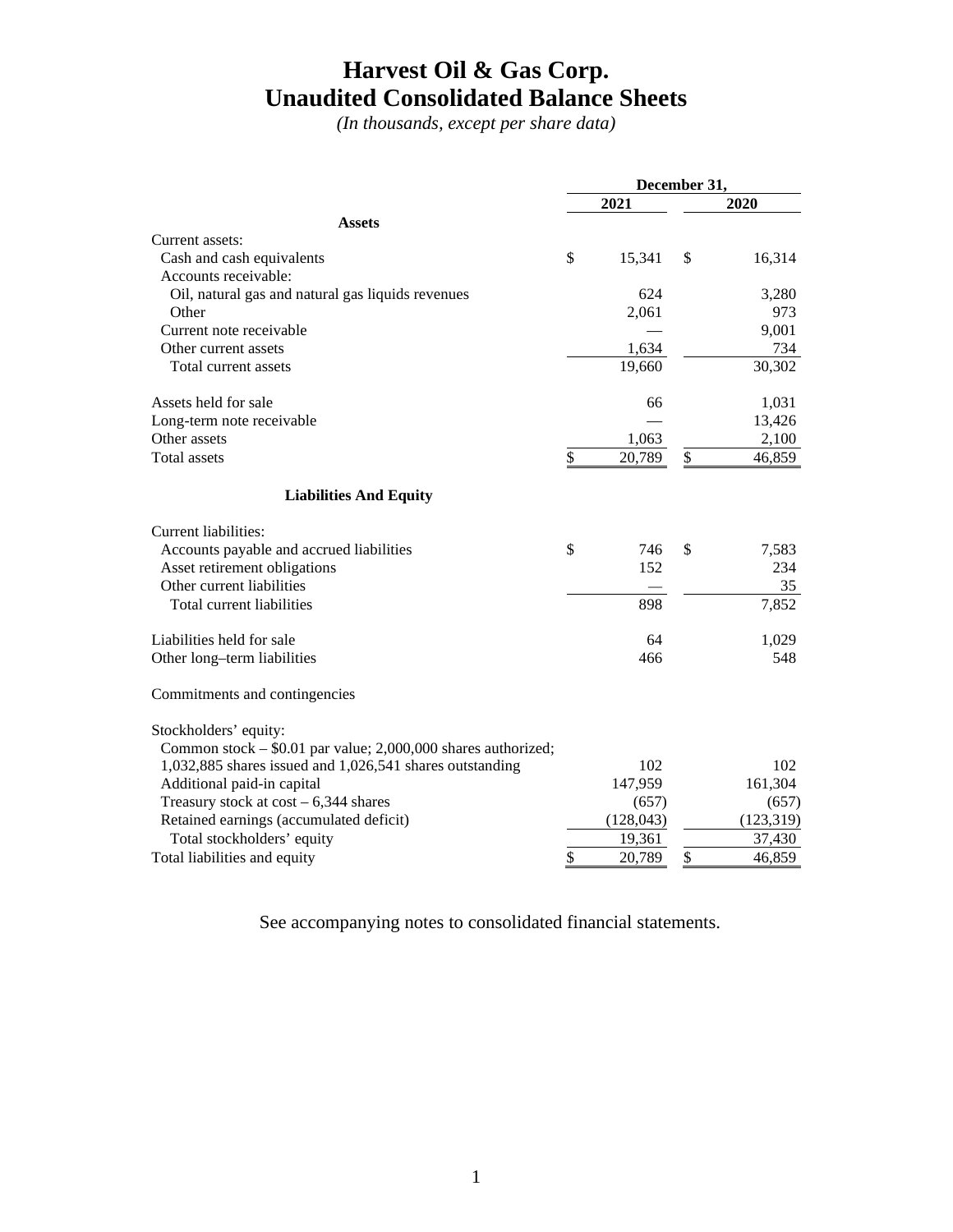# Harvest Oil & Gas Corp.
# Unaudited Consolidated Balance Sheets

*(In thousands, except per share data)*

| | December 31, | |
|---|---|---|
| | 2021 | 2020 |
| **Assets** | | |
| Current assets: | | |
| Cash and cash equivalents | $ 15,341 | $ 16,314 |
| Accounts receivable: | | |
| Oil, natural gas and natural gas liquids revenues | 624 | 3,280 |
| Other | 2,061 | 973 |
| Current note receivable | — | 9,001 |
| Other current assets | 1,634 | 734 |
| Total current assets | 19,660 | 30,302 |
| Assets held for sale | 66 | 1,031 |
| Long-term note receivable | — | 13,426 |
| Other assets | 1,063 | 2,100 |
| Total assets | $ 20,789 | $ 46,859 |
| **Liabilities And Equity** | | |
| Current liabilities: | | |
| Accounts payable and accrued liabilities | $ 746 | $ 7,583 |
| Asset retirement obligations | 152 | 234 |
| Other current liabilities | — | 35 |
| Total current liabilities | 898 | 7,852 |
| Liabilities held for sale | 64 | 1,029 |
| Other long–term liabilities | 466 | 548 |
| Commitments and contingencies | | |
| Stockholders' equity: | | |
| Common stock – $0.01 par value; 2,000,000 shares authorized; 1,032,885 shares issued and 1,026,541 shares outstanding | 102 | 102 |
| Additional paid-in capital | 147,959 | 161,304 |
| Treasury stock at cost – 6,344 shares | (657) | (657) |
| Retained earnings (accumulated deficit) | (128,043) | (123,319) |
| Total stockholders' equity | 19,361 | 37,430 |
| Total liabilities and equity | $ 20,789 | $ 46,859 |

See accompanying notes to consolidated financial statements.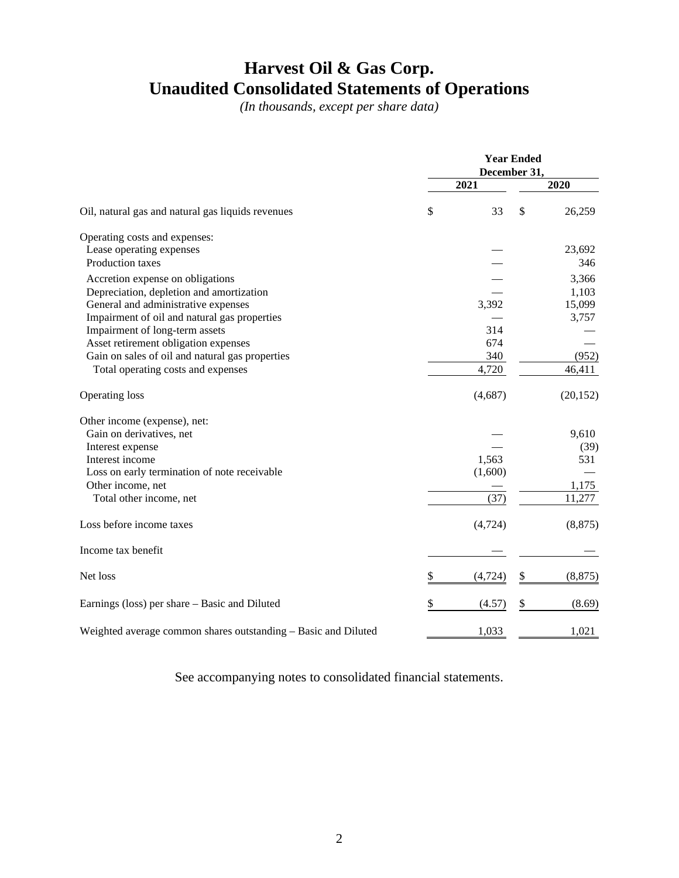# Harvest Oil & Gas Corp.
# Unaudited Consolidated Statements of Operations

*(In thousands, except per share data)*

| | Year Ended December 31, | |
|---|---|---|
| | 2021 | 2020 |
| Oil, natural gas and natural gas liquids revenues | $ 33 | $ 26,259 |
| Operating costs and expenses: | | |
| Lease operating expenses | — | 23,692 |
| Production taxes | — | 346 |
| Accretion expense on obligations | — | 3,366 |
| Depreciation, depletion and amortization | — | 1,103 |
| General and administrative expenses | 3,392 | 15,099 |
| Impairment of oil and natural gas properties | — | 3,757 |
| Impairment of long-term assets | 314 | — |
| Asset retirement obligation expenses | 674 | — |
| Gain on sales of oil and natural gas properties | 340 | (952) |
| Total operating costs and expenses | 4,720 | 46,411 |
| Operating loss | (4,687) | (20,152) |
| Other income (expense), net: | | |
| Gain on derivatives, net | — | 9,610 |
| Interest expense | — | (39) |
| Interest income | 1,563 | 531 |
| Loss on early termination of note receivable | (1,600) | — |
| Other income, net | — | 1,175 |
| Total other income, net | (37) | 11,277 |
| Loss before income taxes | (4,724) | (8,875) |
| Income tax benefit | — | — |
| Net loss | $ (4,724) | $ (8,875) |
| Earnings (loss) per share – Basic and Diluted | $ (4.57) | $ (8.69) |
| Weighted average common shares outstanding – Basic and Diluted | 1,033 | 1,021 |

See accompanying notes to consolidated financial statements.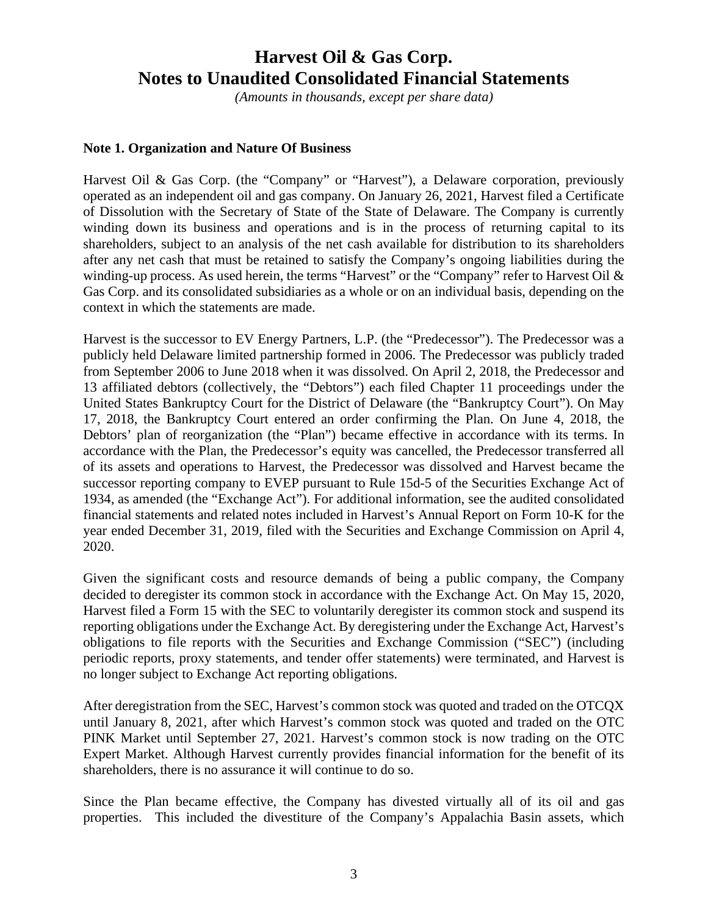# Harvest Oil & Gas Corp.
# Notes to Unaudited Consolidated Financial Statements

*(Amounts in thousands, except per share data)*

**Note 1. Organization and Nature Of Business**

Harvest Oil & Gas Corp. (the "Company" or "Harvest"), a Delaware corporation, previously operated as an independent oil and gas company. On January 26, 2021, Harvest filed a Certificate of Dissolution with the Secretary of State of the State of Delaware. The Company is currently winding down its business and operations and is in the process of returning capital to its shareholders, subject to an analysis of the net cash available for distribution to its shareholders after any net cash that must be retained to satisfy the Company's ongoing liabilities during the winding-up process. As used herein, the terms "Harvest" or the "Company" refer to Harvest Oil & Gas Corp. and its consolidated subsidiaries as a whole or on an individual basis, depending on the context in which the statements are made.

Harvest is the successor to EV Energy Partners, L.P. (the "Predecessor"). The Predecessor was a publicly held Delaware limited partnership formed in 2006. The Predecessor was publicly traded from September 2006 to June 2018 when it was dissolved. On April 2, 2018, the Predecessor and 13 affiliated debtors (collectively, the "Debtors") each filed Chapter 11 proceedings under the United States Bankruptcy Court for the District of Delaware (the "Bankruptcy Court"). On May 17, 2018, the Bankruptcy Court entered an order confirming the Plan. On June 4, 2018, the Debtors' plan of reorganization (the "Plan") became effective in accordance with its terms. In accordance with the Plan, the Predecessor's equity was cancelled, the Predecessor transferred all of its assets and operations to Harvest, the Predecessor was dissolved and Harvest became the successor reporting company to EVEP pursuant to Rule 15d-5 of the Securities Exchange Act of 1934, as amended (the "Exchange Act"). For additional information, see the audited consolidated financial statements and related notes included in Harvest's Annual Report on Form 10-K for the year ended December 31, 2019, filed with the Securities and Exchange Commission on April 4, 2020.

Given the significant costs and resource demands of being a public company, the Company decided to deregister its common stock in accordance with the Exchange Act. On May 15, 2020, Harvest filed a Form 15 with the SEC to voluntarily deregister its common stock and suspend its reporting obligations under the Exchange Act. By deregistering under the Exchange Act, Harvest's obligations to file reports with the Securities and Exchange Commission ("SEC") (including periodic reports, proxy statements, and tender offer statements) were terminated, and Harvest is no longer subject to Exchange Act reporting obligations.

After deregistration from the SEC, Harvest's common stock was quoted and traded on the OTCQX until January 8, 2021, after which Harvest's common stock was quoted and traded on the OTC PINK Market until September 27, 2021. Harvest's common stock is now trading on the OTC Expert Market. Although Harvest currently provides financial information for the benefit of its shareholders, there is no assurance it will continue to do so.

Since the Plan became effective, the Company has divested virtually all of its oil and gas properties. This included the divestiture of the Company's Appalachia Basin assets, which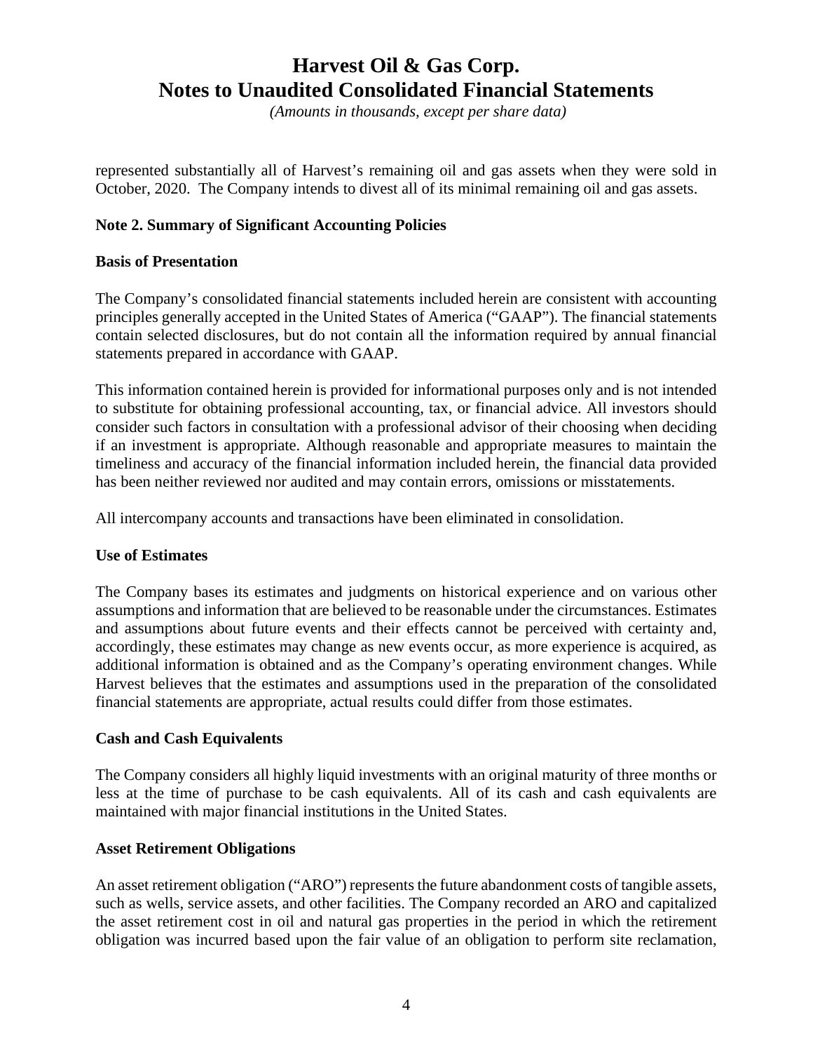represented substantially all of Harvest's remaining oil and gas assets when they were sold in October, 2020. The Company intends to divest all of its minimal remaining oil and gas assets.

**Note 2. Summary of Significant Accounting Policies**

**Basis of Presentation**

The Company's consolidated financial statements included herein are consistent with accounting principles generally accepted in the United States of America ("GAAP"). The financial statements contain selected disclosures, but do not contain all the information required by annual financial statements prepared in accordance with GAAP.

This information contained herein is provided for informational purposes only and is not intended to substitute for obtaining professional accounting, tax, or financial advice. All investors should consider such factors in consultation with a professional advisor of their choosing when deciding if an investment is appropriate. Although reasonable and appropriate measures to maintain the timeliness and accuracy of the financial information included herein, the financial data provided has been neither reviewed nor audited and may contain errors, omissions or misstatements.

All intercompany accounts and transactions have been eliminated in consolidation.

**Use of Estimates**

The Company bases its estimates and judgments on historical experience and on various other assumptions and information that are believed to be reasonable under the circumstances. Estimates and assumptions about future events and their effects cannot be perceived with certainty and, accordingly, these estimates may change as new events occur, as more experience is acquired, as additional information is obtained and as the Company's operating environment changes. While Harvest believes that the estimates and assumptions used in the preparation of the consolidated financial statements are appropriate, actual results could differ from those estimates.

**Cash and Cash Equivalents**

The Company considers all highly liquid investments with an original maturity of three months or less at the time of purchase to be cash equivalents. All of its cash and cash equivalents are maintained with major financial institutions in the United States.

**Asset Retirement Obligations**

An asset retirement obligation ("ARO") represents the future abandonment costs of tangible assets, such as wells, service assets, and other facilities. The Company recorded an ARO and capitalized the asset retirement cost in oil and natural gas properties in the period in which the retirement obligation was incurred based upon the fair value of an obligation to perform site reclamation,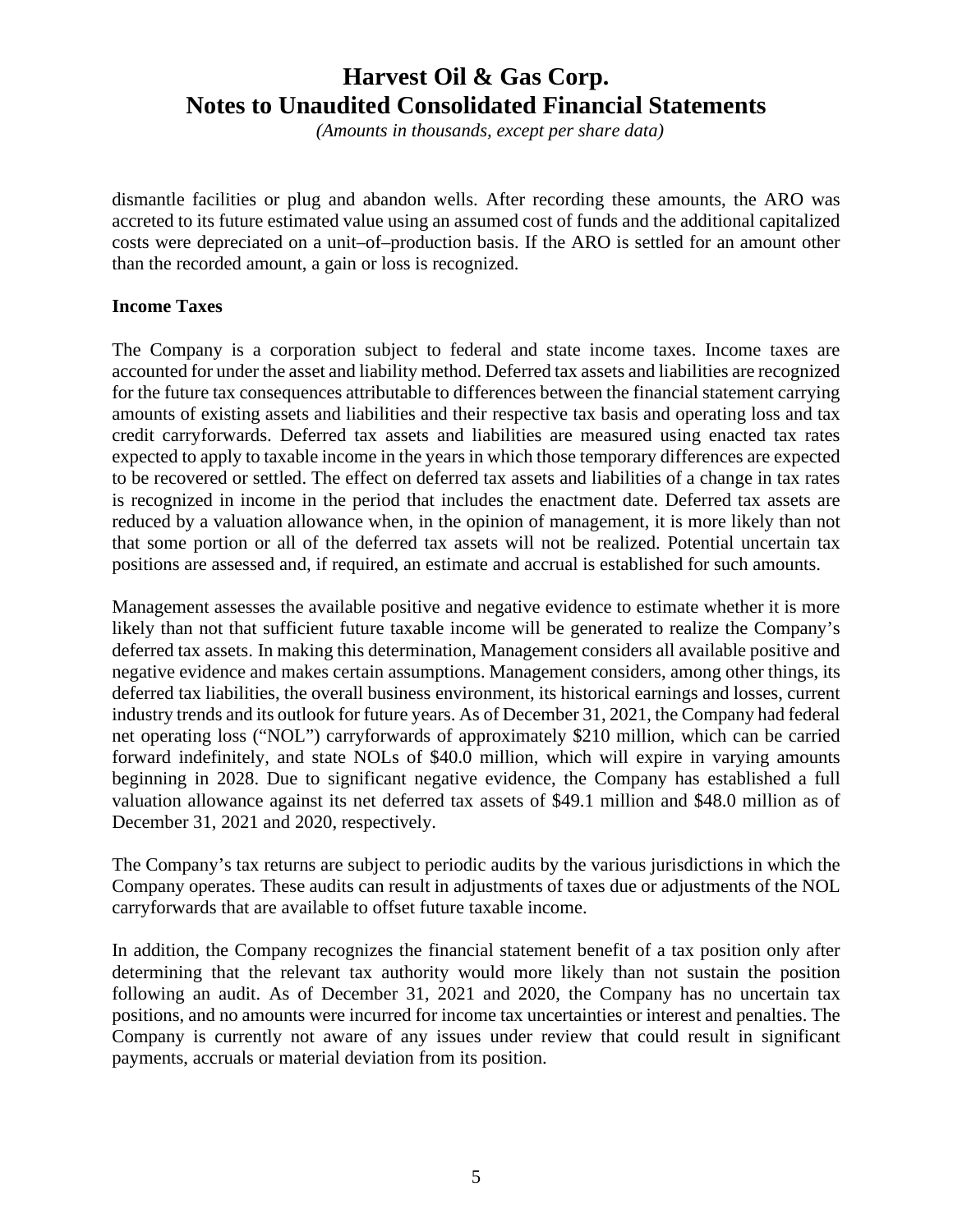dismantle facilities or plug and abandon wells. After recording these amounts, the ARO was accreted to its future estimated value using an assumed cost of funds and the additional capitalized costs were depreciated on a unit–of–production basis. If the ARO is settled for an amount other than the recorded amount, a gain or loss is recognized.

**Income Taxes**

The Company is a corporation subject to federal and state income taxes. Income taxes are accounted for under the asset and liability method. Deferred tax assets and liabilities are recognized for the future tax consequences attributable to differences between the financial statement carrying amounts of existing assets and liabilities and their respective tax basis and operating loss and tax credit carryforwards. Deferred tax assets and liabilities are measured using enacted tax rates expected to apply to taxable income in the years in which those temporary differences are expected to be recovered or settled. The effect on deferred tax assets and liabilities of a change in tax rates is recognized in income in the period that includes the enactment date. Deferred tax assets are reduced by a valuation allowance when, in the opinion of management, it is more likely than not that some portion or all of the deferred tax assets will not be realized. Potential uncertain tax positions are assessed and, if required, an estimate and accrual is established for such amounts.

Management assesses the available positive and negative evidence to estimate whether it is more likely than not that sufficient future taxable income will be generated to realize the Company's deferred tax assets. In making this determination, Management considers all available positive and negative evidence and makes certain assumptions. Management considers, among other things, its deferred tax liabilities, the overall business environment, its historical earnings and losses, current industry trends and its outlook for future years. As of December 31, 2021, the Company had federal net operating loss ("NOL") carryforwards of approximately $210 million, which can be carried forward indefinitely, and state NOLs of $40.0 million, which will expire in varying amounts beginning in 2028. Due to significant negative evidence, the Company has established a full valuation allowance against its net deferred tax assets of $49.1 million and $48.0 million as of December 31, 2021 and 2020, respectively.

The Company's tax returns are subject to periodic audits by the various jurisdictions in which the Company operates. These audits can result in adjustments of taxes due or adjustments of the NOL carryforwards that are available to offset future taxable income.

In addition, the Company recognizes the financial statement benefit of a tax position only after determining that the relevant tax authority would more likely than not sustain the position following an audit. As of December 31, 2021 and 2020, the Company has no uncertain tax positions, and no amounts were incurred for income tax uncertainties or interest and penalties. The Company is currently not aware of any issues under review that could result in significant payments, accruals or material deviation from its position.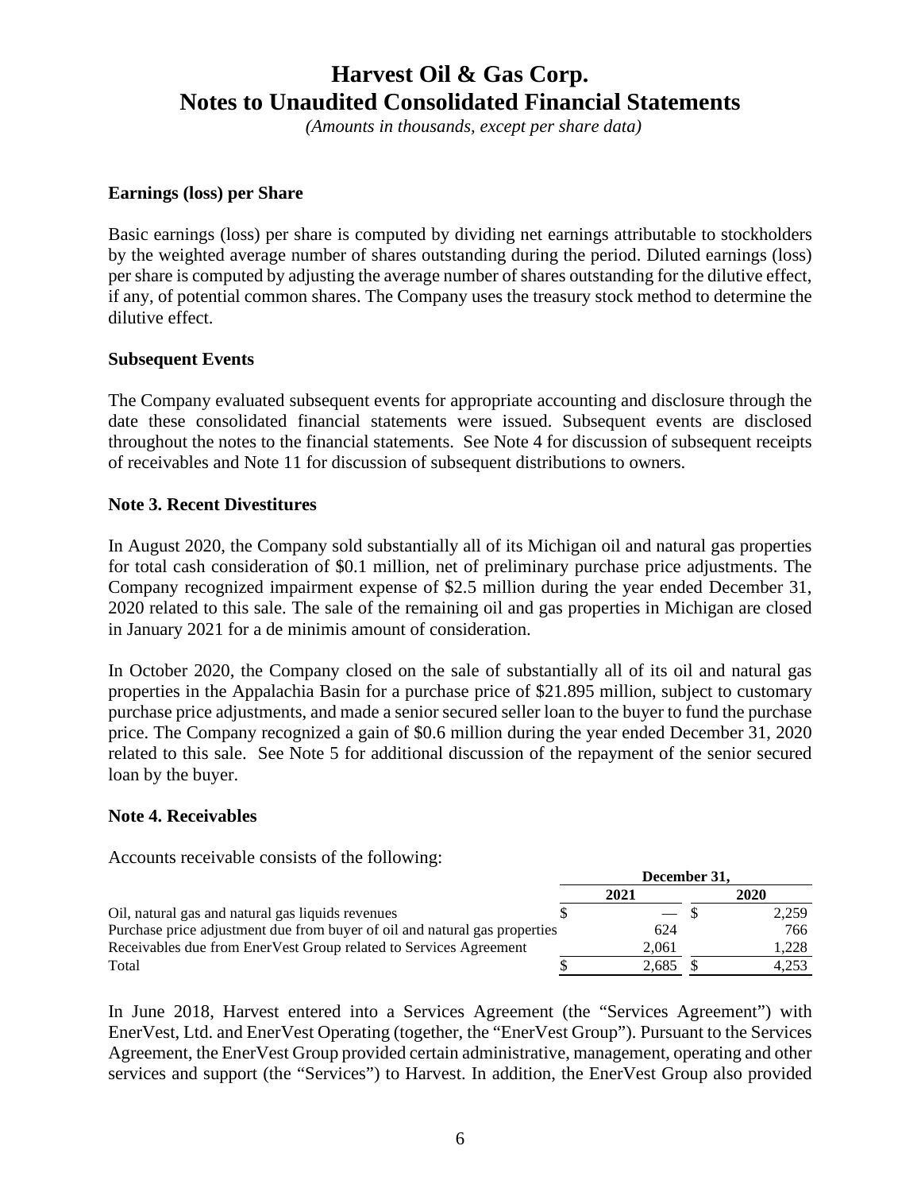# Harvest Oil & Gas Corp.
# Notes to Unaudited Consolidated Financial Statements

*(Amounts in thousands, except per share data)*

**Earnings (loss) per Share**

Basic earnings (loss) per share is computed by dividing net earnings attributable to stockholders by the weighted average number of shares outstanding during the period. Diluted earnings (loss) per share is computed by adjusting the average number of shares outstanding for the dilutive effect, if any, of potential common shares. The Company uses the treasury stock method to determine the dilutive effect.

**Subsequent Events**

The Company evaluated subsequent events for appropriate accounting and disclosure through the date these consolidated financial statements were issued. Subsequent events are disclosed throughout the notes to the financial statements. See Note 4 for discussion of subsequent receipts of receivables and Note 11 for discussion of subsequent distributions to owners.

**Note 3. Recent Divestitures**

In August 2020, the Company sold substantially all of its Michigan oil and natural gas properties for total cash consideration of $0.1 million, net of preliminary purchase price adjustments. The Company recognized impairment expense of $2.5 million during the year ended December 31, 2020 related to this sale. The sale of the remaining oil and gas properties in Michigan are closed in January 2021 for a de minimis amount of consideration.

In October 2020, the Company closed on the sale of substantially all of its oil and natural gas properties in the Appalachia Basin for a purchase price of $21.895 million, subject to customary purchase price adjustments, and made a senior secured seller loan to the buyer to fund the purchase price. The Company recognized a gain of $0.6 million during the year ended December 31, 2020 related to this sale. See Note 5 for additional discussion of the repayment of the senior secured loan by the buyer.

**Note 4. Receivables**

Accounts receivable consists of the following:

| | December 31, | |
|---|---|---|
| | 2021 | 2020 |
| Oil, natural gas and natural gas liquids revenues | $ — | $ 2,259 |
| Purchase price adjustment due from buyer of oil and natural gas properties | 624 | 766 |
| Receivables due from EnerVest Group related to Services Agreement | 2,061 | 1,228 |
| Total | $ 2,685 | $ 4,253 |

In June 2018, Harvest entered into a Services Agreement (the "Services Agreement") with EnerVest, Ltd. and EnerVest Operating (together, the "EnerVest Group"). Pursuant to the Services Agreement, the EnerVest Group provided certain administrative, management, operating and other services and support (the "Services") to Harvest. In addition, the EnerVest Group also provided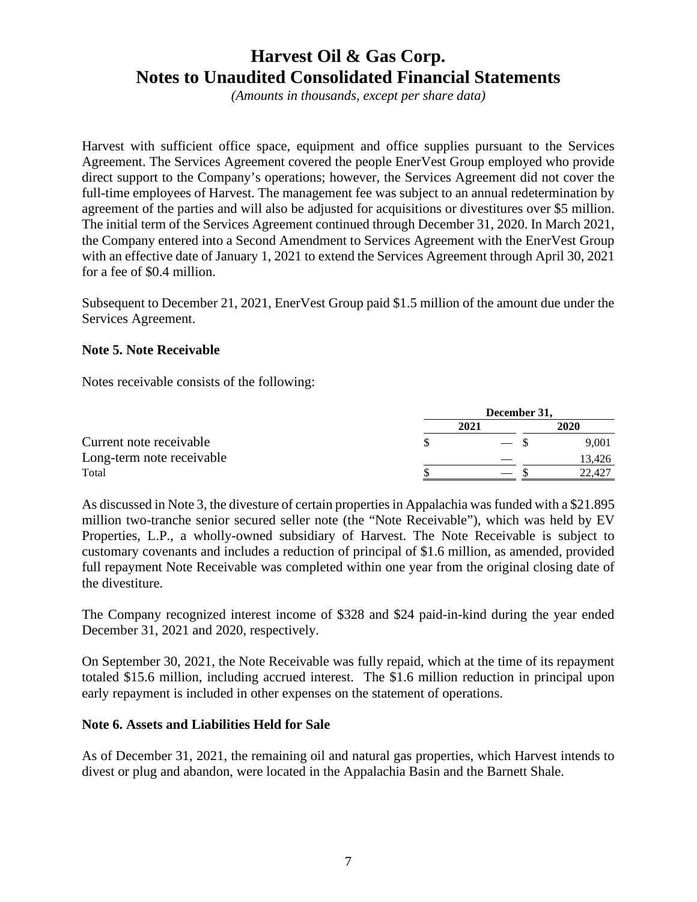Harvest with sufficient office space, equipment and office supplies pursuant to the Services Agreement. The Services Agreement covered the people EnerVest Group employed who provide direct support to the Company's operations; however, the Services Agreement did not cover the full-time employees of Harvest. The management fee was subject to an annual redetermination by agreement of the parties and will also be adjusted for acquisitions or divestitures over $5 million. The initial term of the Services Agreement continued through December 31, 2020. In March 2021, the Company entered into a Second Amendment to Services Agreement with the EnerVest Group with an effective date of January 1, 2021 to extend the Services Agreement through April 30, 2021 for a fee of $0.4 million.

Subsequent to December 21, 2021, EnerVest Group paid $1.5 million of the amount due under the Services Agreement.

**Note 5. Note Receivable**

Notes receivable consists of the following:

| | December 31, | |
|---|---|---|
| | 2021 | 2020 |
| Current note receivable | $ — | $ 9,001 |
| Long-term note receivable | — | 13,426 |
| Total | $ — | $ 22,427 |

As discussed in Note 3, the divesture of certain properties in Appalachia was funded with a $21.895 million two-tranche senior secured seller note (the "Note Receivable"), which was held by EV Properties, L.P., a wholly-owned subsidiary of Harvest. The Note Receivable is subject to customary covenants and includes a reduction of principal of $1.6 million, as amended, provided full repayment Note Receivable was completed within one year from the original closing date of the divestiture.

The Company recognized interest income of $328 and $24 paid-in-kind during the year ended December 31, 2021 and 2020, respectively.

On September 30, 2021, the Note Receivable was fully repaid, which at the time of its repayment totaled $15.6 million, including accrued interest. The $1.6 million reduction in principal upon early repayment is included in other expenses on the statement of operations.

**Note 6. Assets and Liabilities Held for Sale**

As of December 31, 2021, the remaining oil and natural gas properties, which Harvest intends to divest or plug and abandon, were located in the Appalachia Basin and the Barnett Shale.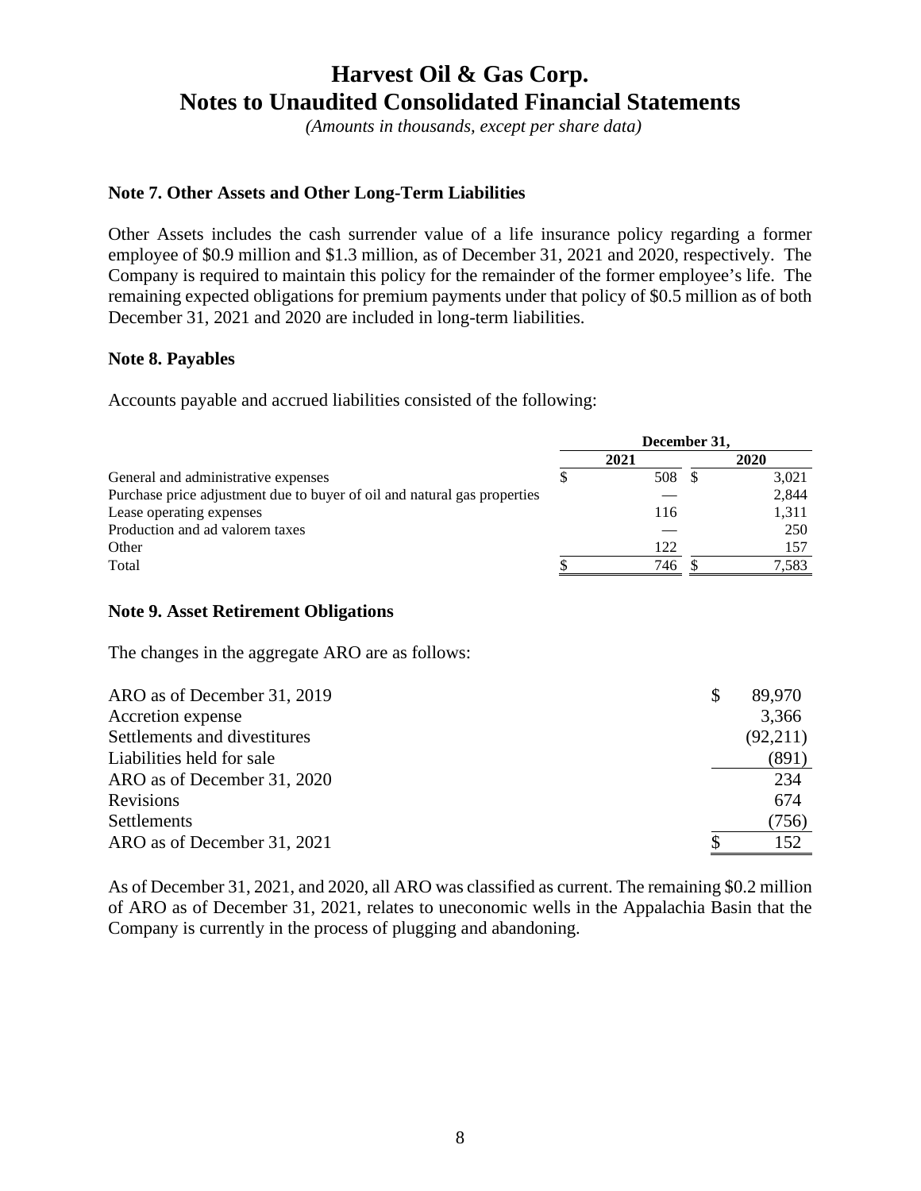# Harvest Oil & Gas Corp.
# Notes to Unaudited Consolidated Financial Statements

*(Amounts in thousands, except per share data)*

### Note 7. Other Assets and Other Long-Term Liabilities

Other Assets includes the cash surrender value of a life insurance policy regarding a former employee of $0.9 million and $1.3 million, as of December 31, 2021 and 2020, respectively. The Company is required to maintain this policy for the remainder of the former employee's life. The remaining expected obligations for premium payments under that policy of $0.5 million as of both December 31, 2021 and 2020 are included in long-term liabilities.

### Note 8. Payables

Accounts payable and accrued liabilities consisted of the following:

| | December 31, | |
|---|---|---|
| | 2021 | 2020 |
| General and administrative expenses | $ 508 | $ 3,021 |
| Purchase price adjustment due to buyer of oil and natural gas properties | — | 2,844 |
| Lease operating expenses | 116 | 1,311 |
| Production and ad valorem taxes | — | 250 |
| Other | 122 | 157 |
| Total | $ 746 | $ 7,583 |

### Note 9. Asset Retirement Obligations

The changes in the aggregate ARO are as follows:

| | |
|---|---|
| ARO as of December 31, 2019 | $ 89,970 |
| Accretion expense | 3,366 |
| Settlements and divestitures | (92,211) |
| Liabilities held for sale | (891) |
| ARO as of December 31, 2020 | 234 |
| Revisions | 674 |
| Settlements | (756) |
| ARO as of December 31, 2021 | $ 152 |

As of December 31, 2021, and 2020, all ARO was classified as current. The remaining $0.2 million of ARO as of December 31, 2021, relates to uneconomic wells in the Appalachia Basin that the Company is currently in the process of plugging and abandoning.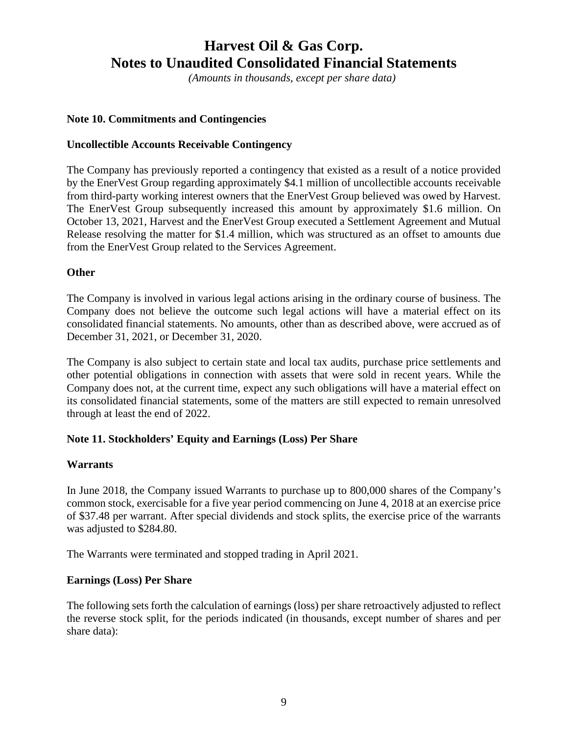# Harvest Oil & Gas Corp.
# Notes to Unaudited Consolidated Financial Statements

*(Amounts in thousands, except per share data)*

**Note 10. Commitments and Contingencies**

**Uncollectible Accounts Receivable Contingency**

The Company has previously reported a contingency that existed as a result of a notice provided by the EnerVest Group regarding approximately $4.1 million of uncollectible accounts receivable from third-party working interest owners that the EnerVest Group believed was owed by Harvest. The EnerVest Group subsequently increased this amount by approximately $1.6 million. On October 13, 2021, Harvest and the EnerVest Group executed a Settlement Agreement and Mutual Release resolving the matter for $1.4 million, which was structured as an offset to amounts due from the EnerVest Group related to the Services Agreement.

**Other**

The Company is involved in various legal actions arising in the ordinary course of business. The Company does not believe the outcome such legal actions will have a material effect on its consolidated financial statements. No amounts, other than as described above, were accrued as of December 31, 2021, or December 31, 2020.

The Company is also subject to certain state and local tax audits, purchase price settlements and other potential obligations in connection with assets that were sold in recent years. While the Company does not, at the current time, expect any such obligations will have a material effect on its consolidated financial statements, some of the matters are still expected to remain unresolved through at least the end of 2022.

**Note 11. Stockholders' Equity and Earnings (Loss) Per Share**

**Warrants**

In June 2018, the Company issued Warrants to purchase up to 800,000 shares of the Company's common stock, exercisable for a five year period commencing on June 4, 2018 at an exercise price of $37.48 per warrant. After special dividends and stock splits, the exercise price of the warrants was adjusted to $284.80.

The Warrants were terminated and stopped trading in April 2021.

**Earnings (Loss) Per Share**

The following sets forth the calculation of earnings (loss) per share retroactively adjusted to reflect the reverse stock split, for the periods indicated (in thousands, except number of shares and per share data):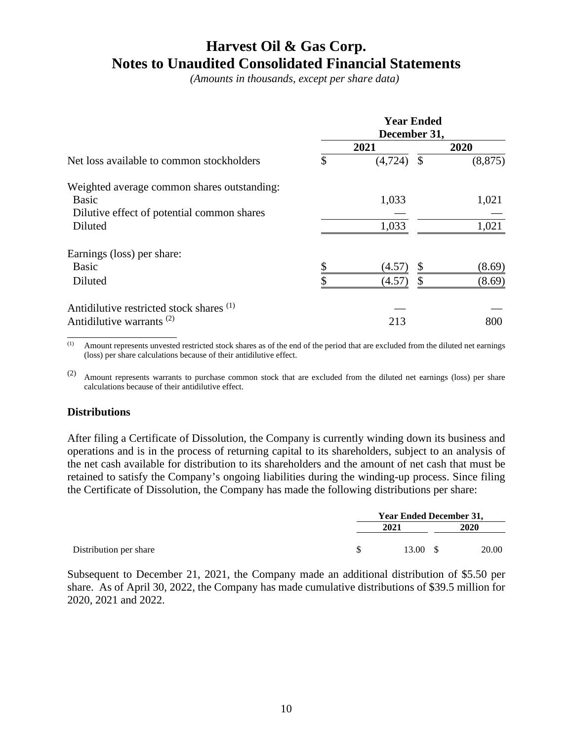# Harvest Oil & Gas Corp.
# Notes to Unaudited Consolidated Financial Statements

*(Amounts in thousands, except per share data)*

| | Year Ended December 31, | |
|---|---|---|
| | 2021 | 2020 |
| Net loss available to common stockholders | $ (4,724) | $ (8,875) |
| Weighted average common shares outstanding: | | |
| Basic | 1,033 | 1,021 |
| Dilutive effect of potential common shares | — | — |
| Diluted | 1,033 | 1,021 |
| Earnings (loss) per share: | | |
| Basic | $ (4.57) | $ (8.69) |
| Diluted | $ (4.57) | $ (8.69) |
| Antidilutive restricted stock shares [(1)] | — | — |
| Antidilutive warrants [(2)] | 213 | 800 |

(1) Amount represents unvested restricted stock shares as of the end of the period that are excluded from the diluted net earnings (loss) per share calculations because of their antidilutive effect.

(2) Amount represents warrants to purchase common stock that are excluded from the diluted net earnings (loss) per share calculations because of their antidilutive effect.

### Distributions

After filing a Certificate of Dissolution, the Company is currently winding down its business and operations and is in the process of returning capital to its shareholders, subject to an analysis of the net cash available for distribution to its shareholders and the amount of net cash that must be retained to satisfy the Company's ongoing liabilities during the winding-up process. Since filing the Certificate of Dissolution, the Company has made the following distributions per share:

| | Year Ended December 31, | |
|---|---|---|
| | 2021 | 2020 |
| Distribution per share | $ 13.00 | $ 20.00 |

Subsequent to December 21, 2021, the Company made an additional distribution of $5.50 per share. As of April 30, 2022, the Company has made cumulative distributions of $39.5 million for 2020, 2021 and 2022.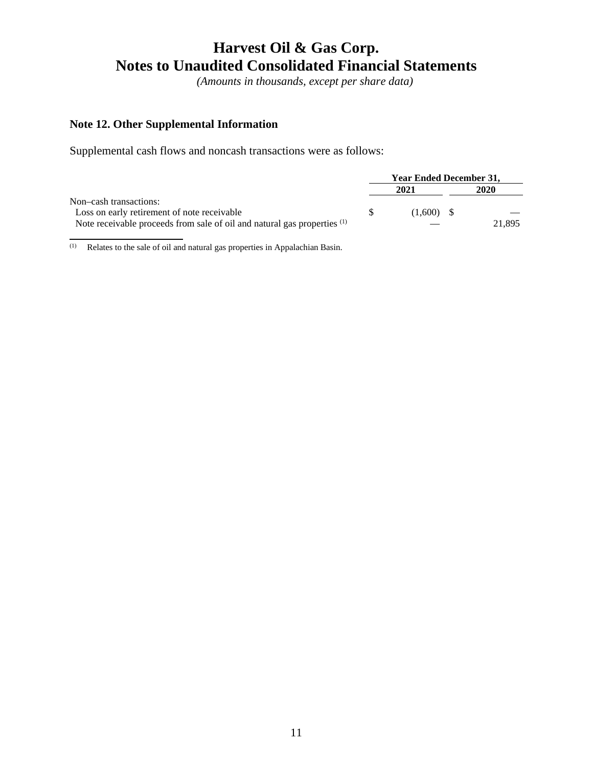# Harvest Oil & Gas Corp.
# Notes to Unaudited Consolidated Financial Statements

*(Amounts in thousands, except per share data)*

### Note 12. Other Supplemental Information

Supplemental cash flows and noncash transactions were as follows:

| | Year Ended December 31, | |
|---|---|---|
| | 2021 | 2020 |
| Non–cash transactions: | | |
| Loss on early retirement of note receivable | $ (1,600) | $ — |
| Note receivable proceeds from sale of oil and natural gas properties [(1)] | — | 21,895 |

(1) Relates to the sale of oil and natural gas properties in Appalachian Basin.